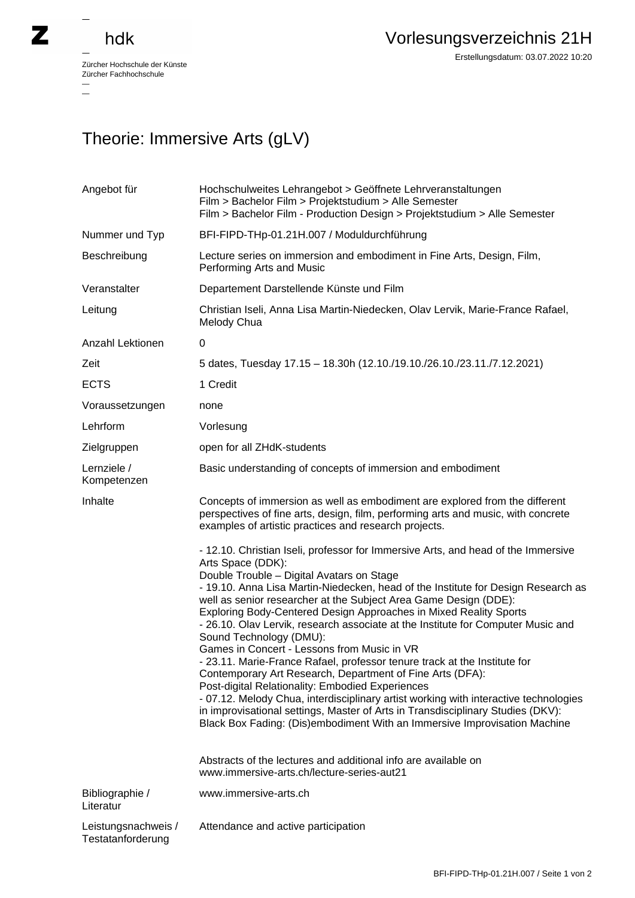Zürcher Hochschule der Künste
Zürcher Fachhochschule

# Vorlesungsverzeichnis 21H

Erstellungsdatum: 03.07.2022 10:20

## Theorie: Immersive Arts (gLV)

| | |
|---|---|
| Angebot für | Hochschulweites Lehrangebot > Geöffnete Lehrveranstaltungen<br>Film > Bachelor Film > Projektstudium > Alle Semester<br>Film > Bachelor Film - Production Design > Projektstudium > Alle Semester |
| Nummer und Typ | BFI-FIPD-THp-01.21H.007 / Moduldurchführung |
| Beschreibung | Lecture series on immersion and embodiment in Fine Arts, Design, Film, Performing Arts and Music |
| Veranstalter | Departement Darstellende Künste und Film |
| Leitung | Christian Iseli, Anna Lisa Martin-Niedecken, Olav Lervik, Marie-France Rafael, Melody Chua |
| Anzahl Lektionen | 0 |
| Zeit | 5 dates, Tuesday 17.15 – 18.30h (12.10./19.10./26.10./23.11./7.12.2021) |
| ECTS | 1 Credit |
| Voraussetzungen | none |
| Lehrform | Vorlesung |
| Zielgruppen | open for all ZHdK-students |
| Lernziele / Kompetenzen | Basic understanding of concepts of immersion and embodiment |
| Inhalte | Concepts of immersion as well as embodiment are explored from the different perspectives of fine arts, design, film, performing arts and music, with concrete examples of artistic practices and research projects.<br><br>- 12.10. Christian Iseli, professor for Immersive Arts, and head of the Immersive Arts Space (DDK):<br>Double Trouble – Digital Avatars on Stage<br>- 19.10. Anna Lisa Martin-Niedecken, head of the Institute for Design Research as well as senior researcher at the Subject Area Game Design (DDE):<br>Exploring Body-Centered Design Approaches in Mixed Reality Sports<br>- 26.10. Olav Lervik, research associate at the Institute for Computer Music and Sound Technology (DMU):<br>Games in Concert - Lessons from Music in VR<br>- 23.11. Marie-France Rafael, professor tenure track at the Institute for Contemporary Art Research, Department of Fine Arts (DFA):<br>Post-digital Relationality: Embodied Experiences<br>- 07.12. Melody Chua, interdisciplinary artist working with interactive technologies in improvisational settings, Master of Arts in Transdisciplinary Studies (DKV):<br>Black Box Fading: (Dis)embodiment With an Immersive Improvisation Machine<br><br>Abstracts of the lectures and additional info are available on www.immersive-arts.ch/lecture-series-aut21 |
| Bibliographie / Literatur | www.immersive-arts.ch |
| Leistungsnachweis / Testatanforderung | Attendance and active participation |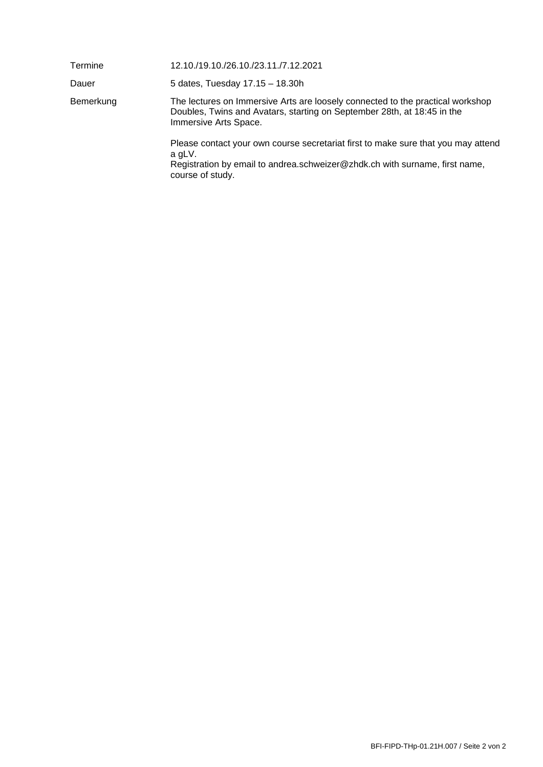| | |
|---|---|
| Termine | 12.10./19.10./26.10./23.11./7.12.2021 |
| Dauer | 5 dates, Tuesday 17.15 – 18.30h |
| Bemerkung | The lectures on Immersive Arts are loosely connected to the practical workshop Doubles, Twins and Avatars, starting on September 28th, at 18:45 in the Immersive Arts Space.<br><br>Please contact your own course secretariat first to make sure that you may attend a gLV.<br>Registration by email to andrea.schweizer@zhdk.ch with surname, first name, course of study. |